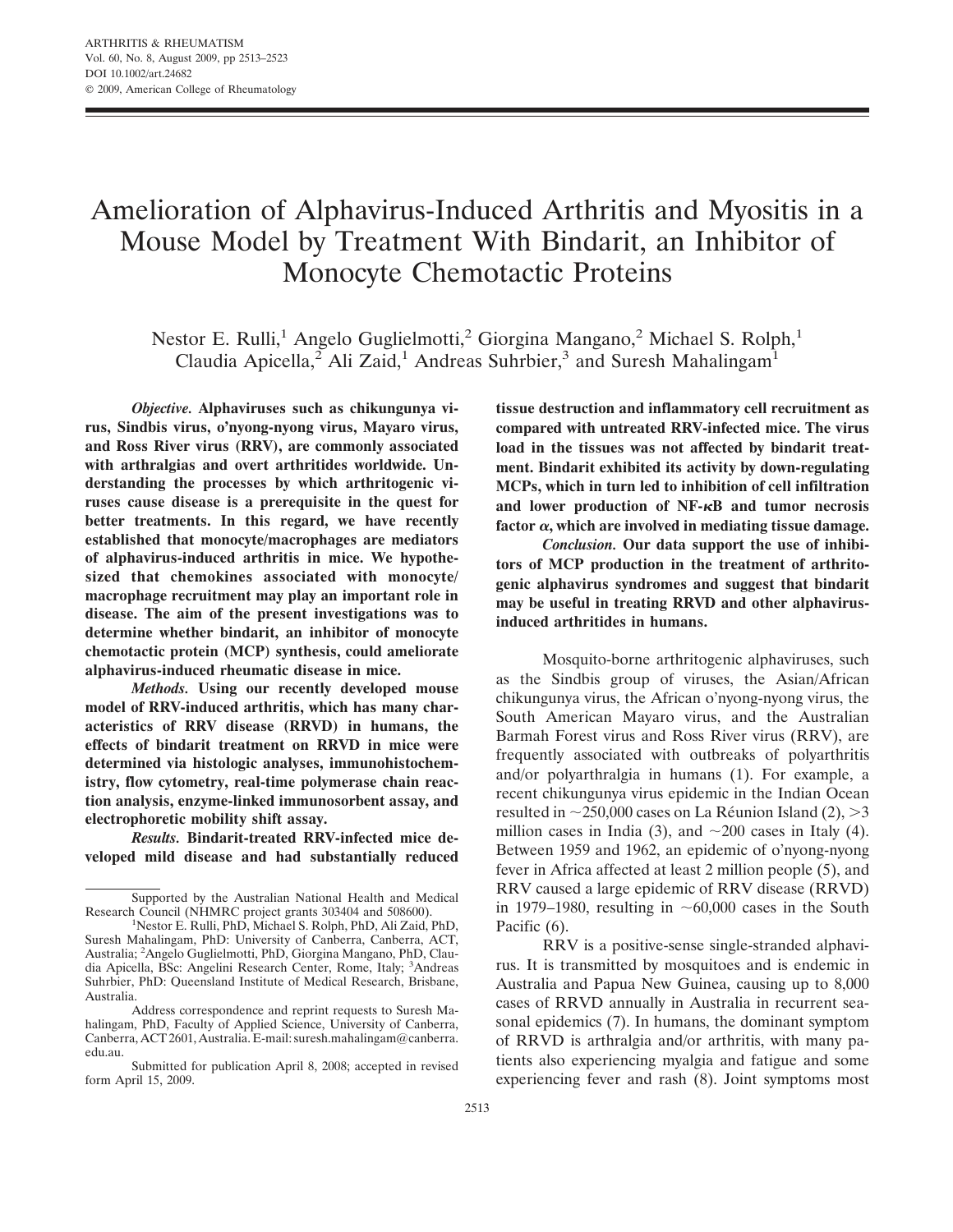# Amelioration of Alphavirus-Induced Arthritis and Myositis in a Mouse Model by Treatment With Bindarit, an Inhibitor of Monocyte Chemotactic Proteins

Nestor E. Rulli,[1] Angelo Guglielmotti,[2] Giorgina Mangano,[2] Michael S. Rolph,[1] Claudia Apicella,[2] Ali Zaid,[1] Andreas Suhrbier,[3] and Suresh Mahalingam[1]

***Objective.*** **Alphaviruses such as chikungunya virus, Sindbis virus, o'nyong-nyong virus, Mayaro virus, and Ross River virus (RRV), are commonly associated with arthralgias and overt arthritides worldwide. Understanding the processes by which arthritogenic viruses cause disease is a prerequisite in the quest for better treatments. In this regard, we have recently established that monocyte/macrophages are mediators of alphavirus-induced arthritis in mice. We hypothesized that chemokines associated with monocyte/macrophage recruitment may play an important role in disease. The aim of the present investigations was to determine whether bindarit, an inhibitor of monocyte chemotactic protein (MCP) synthesis, could ameliorate alphavirus-induced rheumatic disease in mice.**

***Methods.*** **Using our recently developed mouse model of RRV-induced arthritis, which has many characteristics of RRV disease (RRVD) in humans, the effects of bindarit treatment on RRVD in mice were determined via histologic analyses, immunohistochemistry, flow cytometry, real-time polymerase chain reaction analysis, enzyme-linked immunosorbent assay, and electrophoretic mobility shift assay.**

***Results.*** **Bindarit-treated RRV-infected mice developed mild disease and had substantially reduced tissue destruction and inflammatory cell recruitment as compared with untreated RRV-infected mice. The virus load in the tissues was not affected by bindarit treatment. Bindarit exhibited its activity by down-regulating MCPs, which in turn led to inhibition of cell infiltration and lower production of NF-κB and tumor necrosis factor α, which are involved in mediating tissue damage.**

***Conclusion.*** **Our data support the use of inhibitors of MCP production in the treatment of arthritogenic alphavirus syndromes and suggest that bindarit may be useful in treating RRVD and other alphavirus-induced arthritides in humans.**

Supported by the Australian National Health and Medical Research Council (NHMRC project grants 303404 and 508600).

[1]Nestor E. Rulli, PhD, Michael S. Rolph, PhD, Ali Zaid, PhD, Suresh Mahalingam, PhD: University of Canberra, Canberra, ACT, Australia; [2]Angelo Guglielmotti, PhD, Giorgina Mangano, PhD, Claudia Apicella, BSc: Angelini Research Center, Rome, Italy; [3]Andreas Suhrbier, PhD: Queensland Institute of Medical Research, Brisbane, Australia.

Address correspondence and reprint requests to Suresh Mahalingam, PhD, Faculty of Applied Science, University of Canberra, Canberra, ACT 2601, Australia. E-mail: suresh.mahalingam@canberra.edu.au.

Submitted for publication April 8, 2008; accepted in revised form April 15, 2009.

Mosquito-borne arthritogenic alphaviruses, such as the Sindbis group of viruses, the Asian/African chikungunya virus, the African o'nyong-nyong virus, the South American Mayaro virus, and the Australian Barmah Forest virus and Ross River virus (RRV), are frequently associated with outbreaks of polyarthritis and/or polyarthralgia in humans (1). For example, a recent chikungunya virus epidemic in the Indian Ocean resulted in ~250,000 cases on La Réunion Island (2), >3 million cases in India (3), and ~200 cases in Italy (4). Between 1959 and 1962, an epidemic of o'nyong-nyong fever in Africa affected at least 2 million people (5), and RRV caused a large epidemic of RRV disease (RRVD) in 1979–1980, resulting in ~60,000 cases in the South Pacific (6).

RRV is a positive-sense single-stranded alphavirus. It is transmitted by mosquitoes and is endemic in Australia and Papua New Guinea, causing up to 8,000 cases of RRVD annually in Australia in recurrent seasonal epidemics (7). In humans, the dominant symptom of RRVD is arthralgia and/or arthritis, with many patients also experiencing myalgia and fatigue and some experiencing fever and rash (8). Joint symptoms most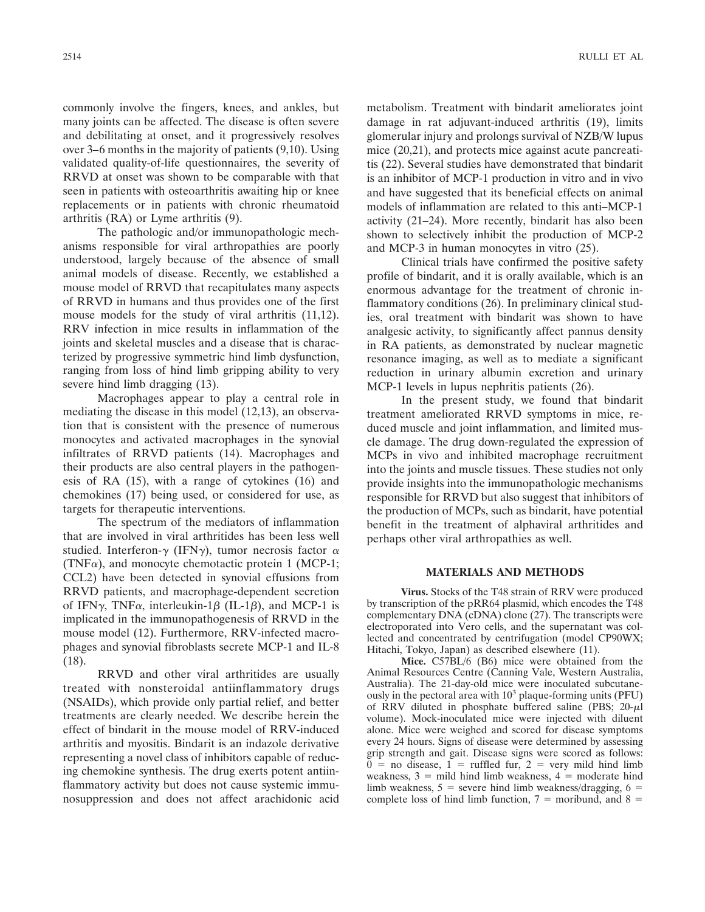commonly involve the fingers, knees, and ankles, but many joints can be affected. The disease is often severe and debilitating at onset, and it progressively resolves over 3–6 months in the majority of patients (9,10). Using validated quality-of-life questionnaires, the severity of RRVD at onset was shown to be comparable with that seen in patients with osteoarthritis awaiting hip or knee replacements or in patients with chronic rheumatoid arthritis (RA) or Lyme arthritis (9).

The pathologic and/or immunopathologic mechanisms responsible for viral arthropathies are poorly understood, largely because of the absence of small animal models of disease. Recently, we established a mouse model of RRVD that recapitulates many aspects of RRVD in humans and thus provides one of the first mouse models for the study of viral arthritis (11,12). RRV infection in mice results in inflammation of the joints and skeletal muscles and a disease that is characterized by progressive symmetric hind limb dysfunction, ranging from loss of hind limb gripping ability to very severe hind limb dragging (13).

Macrophages appear to play a central role in mediating the disease in this model (12,13), an observation that is consistent with the presence of numerous monocytes and activated macrophages in the synovial infiltrates of RRVD patients (14). Macrophages and their products are also central players in the pathogenesis of RA (15), with a range of cytokines (16) and chemokines (17) being used, or considered for use, as targets for therapeutic interventions.

The spectrum of the mediators of inflammation that are involved in viral arthritides has been less well studied. Interferon-$\gamma$ (IFN$\gamma$), tumor necrosis factor $\alpha$ (TNF$\alpha$), and monocyte chemotactic protein 1 (MCP-1; CCL2) have been detected in synovial effusions from RRVD patients, and macrophage-dependent secretion of IFN$\gamma$, TNF$\alpha$, interleukin-1$\beta$ (IL-1$\beta$), and MCP-1 is implicated in the immunopathogenesis of RRVD in the mouse model (12). Furthermore, RRV-infected macrophages and synovial fibroblasts secrete MCP-1 and IL-8 (18).

RRVD and other viral arthritides are usually treated with nonsteroidal antiinflammatory drugs (NSAIDs), which provide only partial relief, and better treatments are clearly needed. We describe herein the effect of bindarit in the mouse model of RRV-induced arthritis and myositis. Bindarit is an indazole derivative representing a novel class of inhibitors capable of reducing chemokine synthesis. The drug exerts potent antiinflammatory activity but does not cause systemic immunosuppression and does not affect arachidonic acid metabolism. Treatment with bindarit ameliorates joint damage in rat adjuvant-induced arthritis (19), limits glomerular injury and prolongs survival of NZB/W lupus mice (20,21), and protects mice against acute pancreatitis (22). Several studies have demonstrated that bindarit is an inhibitor of MCP-1 production in vitro and in vivo and have suggested that its beneficial effects on animal models of inflammation are related to this anti–MCP-1 activity (21–24). More recently, bindarit has also been shown to selectively inhibit the production of MCP-2 and MCP-3 in human monocytes in vitro (25).

Clinical trials have confirmed the positive safety profile of bindarit, and it is orally available, which is an enormous advantage for the treatment of chronic inflammatory conditions (26). In preliminary clinical studies, oral treatment with bindarit was shown to have analgesic activity, to significantly affect pannus density in RA patients, as demonstrated by nuclear magnetic resonance imaging, as well as to mediate a significant reduction in urinary albumin excretion and urinary MCP-1 levels in lupus nephritis patients (26).

In the present study, we found that bindarit treatment ameliorated RRVD symptoms in mice, reduced muscle and joint inflammation, and limited muscle damage. The drug down-regulated the expression of MCPs in vivo and inhibited macrophage recruitment into the joints and muscle tissues. These studies not only provide insights into the immunopathologic mechanisms responsible for RRVD but also suggest that inhibitors of the production of MCPs, such as bindarit, have potential benefit in the treatment of alphaviral arthritides and perhaps other viral arthropathies as well.

## MATERIALS AND METHODS

**Virus.** Stocks of the T48 strain of RRV were produced by transcription of the pRR64 plasmid, which encodes the T48 complementary DNA (cDNA) clone (27). The transcripts were electroporated into Vero cells, and the supernatant was collected and concentrated by centrifugation (model CP90WX; Hitachi, Tokyo, Japan) as described elsewhere (11).

**Mice.** C57BL/6 (B6) mice were obtained from the Animal Resources Centre (Canning Vale, Western Australia, Australia). The 21-day-old mice were inoculated subcutaneously in the pectoral area with $10^3$ plaque-forming units (PFU) of RRV diluted in phosphate buffered saline (PBS; 20-$\mu$l volume). Mock-inoculated mice were injected with diluent alone. Mice were weighed and scored for disease symptoms every 24 hours. Signs of disease were determined by assessing grip strength and gait. Disease signs were scored as follows: 0 = no disease, 1 = ruffled fur, 2 = very mild hind limb weakness, 3 = mild hind limb weakness, 4 = moderate hind limb weakness, 5 = severe hind limb weakness/dragging, 6 = complete loss of hind limb function, 7 = moribund, and 8 =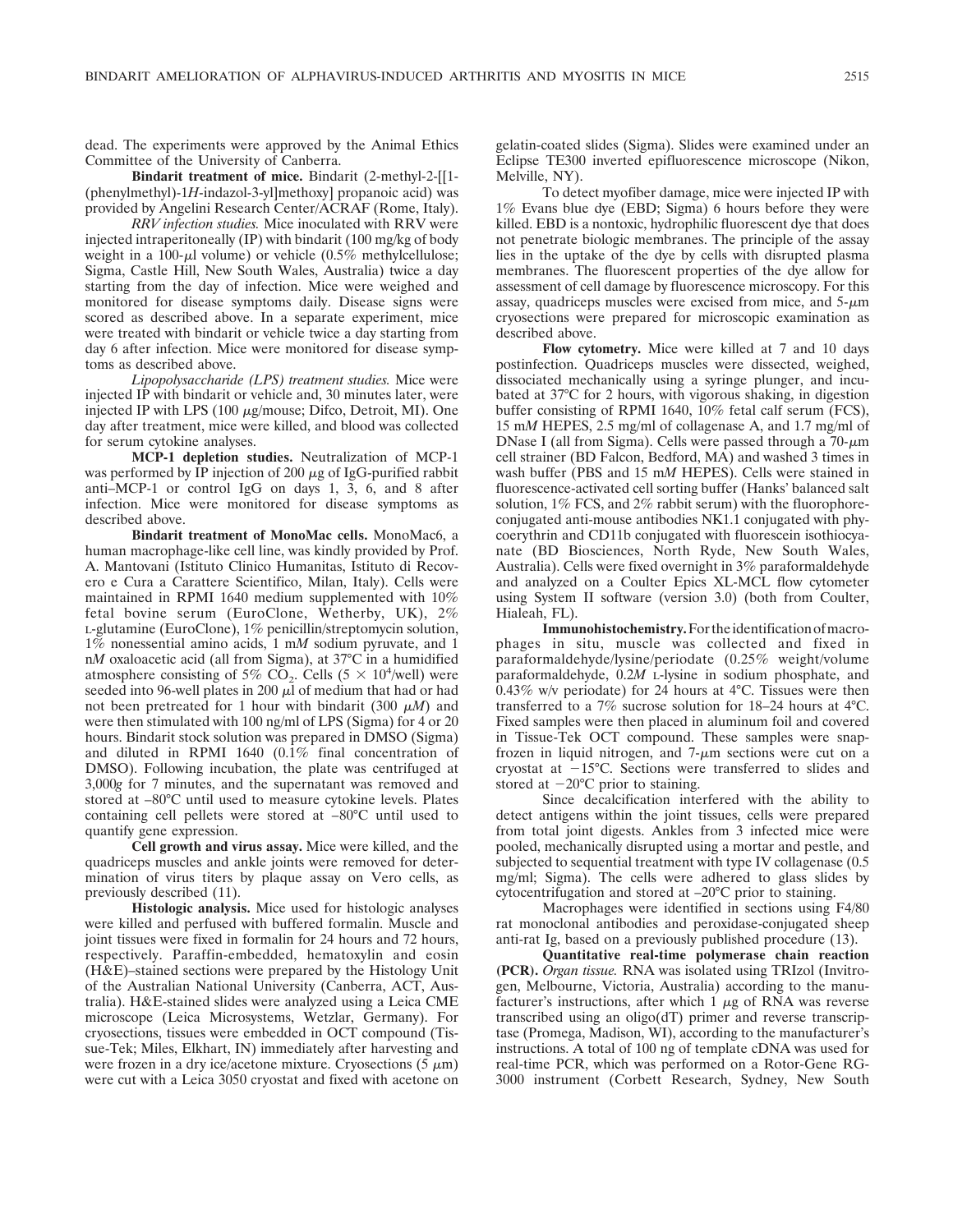dead. The experiments were approved by the Animal Ethics Committee of the University of Canberra.

**Bindarit treatment of mice.** Bindarit (2-methyl-2-[[1-(phenylmethyl)-1*H*-indazol-3-yl]methoxy] propanoic acid) was provided by Angelini Research Center/ACRAF (Rome, Italy).

*RRV infection studies.* Mice inoculated with RRV were injected intraperitoneally (IP) with bindarit (100 mg/kg of body weight in a 100-μl volume) or vehicle (0.5% methylcellulose; Sigma, Castle Hill, New South Wales, Australia) twice a day starting from the day of infection. Mice were weighed and monitored for disease symptoms daily. Disease signs were scored as described above. In a separate experiment, mice were treated with bindarit or vehicle twice a day starting from day 6 after infection. Mice were monitored for disease symptoms as described above.

*Lipopolysaccharide (LPS) treatment studies.* Mice were injected IP with bindarit or vehicle and, 30 minutes later, were injected IP with LPS (100 μg/mouse; Difco, Detroit, MI). One day after treatment, mice were killed, and blood was collected for serum cytokine analyses.

**MCP-1 depletion studies.** Neutralization of MCP-1 was performed by IP injection of 200 μg of IgG-purified rabbit anti–MCP-1 or control IgG on days 1, 3, 6, and 8 after infection. Mice were monitored for disease symptoms as described above.

**Bindarit treatment of MonoMac cells.** MonoMac6, a human macrophage-like cell line, was kindly provided by Prof. A. Mantovani (Istituto Clinico Humanitas, Istituto di Recovero e Cura a Carattere Scientifico, Milan, Italy). Cells were maintained in RPMI 1640 medium supplemented with 10% fetal bovine serum (EuroClone, Wetherby, UK), 2% L-glutamine (EuroClone), 1% penicillin/streptomycin solution, 1% nonessential amino acids, 1 m*M* sodium pyruvate, and 1 n*M* oxaloacetic acid (all from Sigma), at 37°C in a humidified atmosphere consisting of 5% $CO_2$. Cells ($5 \times 10^4$/well) were seeded into 96-well plates in 200 μl of medium that had or had not been pretreated for 1 hour with bindarit (300 μ*M*) and were then stimulated with 100 ng/ml of LPS (Sigma) for 4 or 20 hours. Bindarit stock solution was prepared in DMSO (Sigma) and diluted in RPMI 1640 (0.1% final concentration of DMSO). Following incubation, the plate was centrifuged at 3,000*g* for 7 minutes, and the supernatant was removed and stored at –80°C until used to measure cytokine levels. Plates containing cell pellets were stored at –80°C until used to quantify gene expression.

**Cell growth and virus assay.** Mice were killed, and the quadriceps muscles and ankle joints were removed for determination of virus titers by plaque assay on Vero cells, as previously described (11).

**Histologic analysis.** Mice used for histologic analyses were killed and perfused with buffered formalin. Muscle and joint tissues were fixed in formalin for 24 hours and 72 hours, respectively. Paraffin-embedded, hematoxylin and eosin (H&E)–stained sections were prepared by the Histology Unit of the Australian National University (Canberra, ACT, Australia). H&E-stained slides were analyzed using a Leica CME microscope (Leica Microsystems, Wetzlar, Germany). For cryosections, tissues were embedded in OCT compound (Tissue-Tek; Miles, Elkhart, IN) immediately after harvesting and were frozen in a dry ice/acetone mixture. Cryosections (5 μm) were cut with a Leica 3050 cryostat and fixed with acetone on gelatin-coated slides (Sigma). Slides were examined under an Eclipse TE300 inverted epifluorescence microscope (Nikon, Melville, NY).

To detect myofiber damage, mice were injected IP with 1% Evans blue dye (EBD; Sigma) 6 hours before they were killed. EBD is a nontoxic, hydrophilic fluorescent dye that does not penetrate biologic membranes. The principle of the assay lies in the uptake of the dye by cells with disrupted plasma membranes. The fluorescent properties of the dye allow for assessment of cell damage by fluorescence microscopy. For this assay, quadriceps muscles were excised from mice, and 5-μm cryosections were prepared for microscopic examination as described above.

**Flow cytometry.** Mice were killed at 7 and 10 days postinfection. Quadriceps muscles were dissected, weighed, dissociated mechanically using a syringe plunger, and incubated at 37°C for 2 hours, with vigorous shaking, in digestion buffer consisting of RPMI 1640, 10% fetal calf serum (FCS), 15 m*M* HEPES, 2.5 mg/ml of collagenase A, and 1.7 mg/ml of DNase I (all from Sigma). Cells were passed through a 70-μm cell strainer (BD Falcon, Bedford, MA) and washed 3 times in wash buffer (PBS and 15 m*M* HEPES). Cells were stained in fluorescence-activated cell sorting buffer (Hanks' balanced salt solution, 1% FCS, and 2% rabbit serum) with the fluorophore-conjugated anti-mouse antibodies NK1.1 conjugated with phycoerythrin and CD11b conjugated with fluorescein isothiocyanate (BD Biosciences, North Ryde, New South Wales, Australia). Cells were fixed overnight in 3% paraformaldehyde and analyzed on a Coulter Epics XL-MCL flow cytometer using System II software (version 3.0) (both from Coulter, Hialeah, FL).

**Immunohistochemistry.** For the identification of macrophages in situ, muscle was collected and fixed in paraformaldehyde/lysine/periodate (0.25% weight/volume paraformaldehyde, 0.2*M* L-lysine in sodium phosphate, and 0.43% w/v periodate) for 24 hours at 4°C. Tissues were then transferred to a 7% sucrose solution for 18–24 hours at 4°C. Fixed samples were then placed in aluminum foil and covered in Tissue-Tek OCT compound. These samples were snap-frozen in liquid nitrogen, and 7-μm sections were cut on a cryostat at −15°C. Sections were transferred to slides and stored at −20°C prior to staining.

Since decalcification interfered with the ability to detect antigens within the joint tissues, cells were prepared from total joint digests. Ankles from 3 infected mice were pooled, mechanically disrupted using a mortar and pestle, and subjected to sequential treatment with type IV collagenase (0.5 mg/ml; Sigma). The cells were adhered to glass slides by cytocentrifugation and stored at –20°C prior to staining.

Macrophages were identified in sections using F4/80 rat monoclonal antibodies and peroxidase-conjugated sheep anti-rat Ig, based on a previously published procedure (13).

**Quantitative real-time polymerase chain reaction (PCR).** *Organ tissue.* RNA was isolated using TRIzol (Invitrogen, Melbourne, Victoria, Australia) according to the manufacturer's instructions, after which 1 μg of RNA was reverse transcribed using an oligo(dT) primer and reverse transcriptase (Promega, Madison, WI), according to the manufacturer's instructions. A total of 100 ng of template cDNA was used for real-time PCR, which was performed on a Rotor-Gene RG-3000 instrument (Corbett Research, Sydney, New South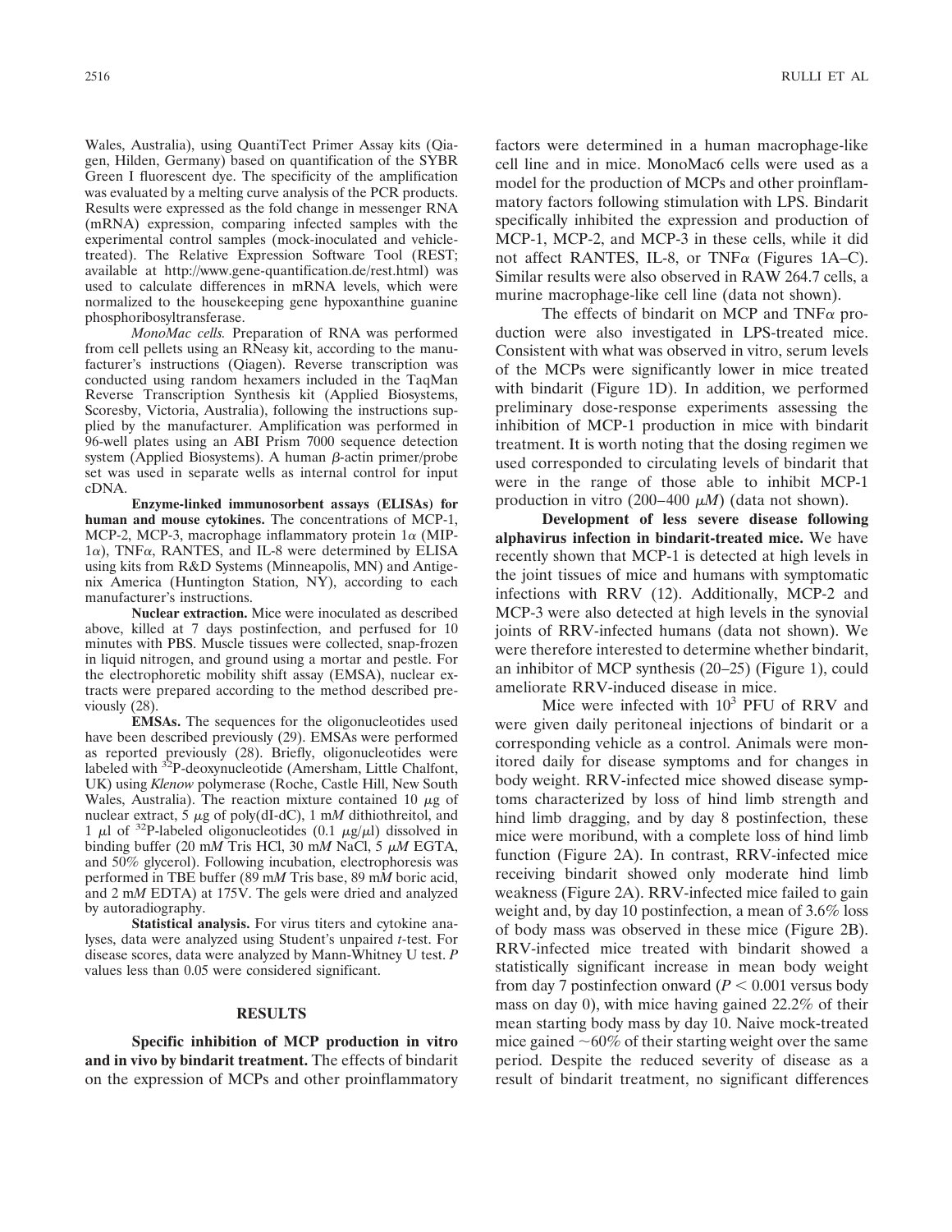Wales, Australia), using QuantiTect Primer Assay kits (Qiagen, Hilden, Germany) based on quantification of the SYBR Green I fluorescent dye. The specificity of the amplification was evaluated by a melting curve analysis of the PCR products. Results were expressed as the fold change in messenger RNA (mRNA) expression, comparing infected samples with the experimental control samples (mock-inoculated and vehicle-treated). The Relative Expression Software Tool (REST; available at http://www.gene-quantification.de/rest.html) was used to calculate differences in mRNA levels, which were normalized to the housekeeping gene hypoxanthine guanine phosphoribosyltransferase.

*MonoMac cells.* Preparation of RNA was performed from cell pellets using an RNeasy kit, according to the manufacturer's instructions (Qiagen). Reverse transcription was conducted using random hexamers included in the TaqMan Reverse Transcription Synthesis kit (Applied Biosystems, Scoresby, Victoria, Australia), following the instructions supplied by the manufacturer. Amplification was performed in 96-well plates using an ABI Prism 7000 sequence detection system (Applied Biosystems). A human $\beta$-actin primer/probe set was used in separate wells as internal control for input cDNA.

**Enzyme-linked immunosorbent assays (ELISAs) for human and mouse cytokines.** The concentrations of MCP-1, MCP-2, MCP-3, macrophage inflammatory protein 1$\alpha$ (MIP-1$\alpha$), TNF$\alpha$, RANTES, and IL-8 were determined by ELISA using kits from R&D Systems (Minneapolis, MN) and Antigenix America (Huntington Station, NY), according to each manufacturer's instructions.

**Nuclear extraction.** Mice were inoculated as described above, killed at 7 days postinfection, and perfused for 10 minutes with PBS. Muscle tissues were collected, snap-frozen in liquid nitrogen, and ground using a mortar and pestle. For the electrophoretic mobility shift assay (EMSA), nuclear extracts were prepared according to the method described previously (28).

**EMSAs.** The sequences for the oligonucleotides used have been described previously (29). EMSAs were performed as reported previously (28). Briefly, oligonucleotides were labeled with $^{32}$P-deoxynucleotide (Amersham, Little Chalfont, UK) using *Klenow* polymerase (Roche, Castle Hill, New South Wales, Australia). The reaction mixture contained 10 $\mu$g of nuclear extract, 5 $\mu$g of poly(dI-dC), 1 m*M* dithiothreitol, and 1 $\mu$l of $^{32}$P-labeled oligonucleotides (0.1 $\mu$g/$\mu$l) dissolved in binding buffer (20 m*M* Tris HCl, 30 m*M* NaCl, 5 $\mu$*M* EGTA, and 50% glycerol). Following incubation, electrophoresis was performed in TBE buffer (89 m*M* Tris base, 89 m*M* boric acid, and 2 m*M* EDTA) at 175V. The gels were dried and analyzed by autoradiography.

**Statistical analysis.** For virus titers and cytokine analyses, data were analyzed using Student's unpaired *t*-test. For disease scores, data were analyzed by Mann-Whitney U test. *P* values less than 0.05 were considered significant.

## RESULTS

**Specific inhibition of MCP production in vitro and in vivo by bindarit treatment.** The effects of bindarit on the expression of MCPs and other proinflammatory factors were determined in a human macrophage-like cell line and in mice. MonoMac6 cells were used as a model for the production of MCPs and other proinflammatory factors following stimulation with LPS. Bindarit specifically inhibited the expression and production of MCP-1, MCP-2, and MCP-3 in these cells, while it did not affect RANTES, IL-8, or TNF$\alpha$ (Figures 1A–C). Similar results were also observed in RAW 264.7 cells, a murine macrophage-like cell line (data not shown).

The effects of bindarit on MCP and TNF$\alpha$ production were also investigated in LPS-treated mice. Consistent with what was observed in vitro, serum levels of the MCPs were significantly lower in mice treated with bindarit (Figure 1D). In addition, we performed preliminary dose-response experiments assessing the inhibition of MCP-1 production in mice with bindarit treatment. It is worth noting that the dosing regimen we used corresponded to circulating levels of bindarit that were in the range of those able to inhibit MCP-1 production in vitro (200–400 $\mu$*M*) (data not shown).

**Development of less severe disease following alphavirus infection in bindarit-treated mice.** We have recently shown that MCP-1 is detected at high levels in the joint tissues of mice and humans with symptomatic infections with RRV (12). Additionally, MCP-2 and MCP-3 were also detected at high levels in the synovial joints of RRV-infected humans (data not shown). We were therefore interested to determine whether bindarit, an inhibitor of MCP synthesis (20–25) (Figure 1), could ameliorate RRV-induced disease in mice.

Mice were infected with $10^3$ PFU of RRV and were given daily peritoneal injections of bindarit or a corresponding vehicle as a control. Animals were monitored daily for disease symptoms and for changes in body weight. RRV-infected mice showed disease symptoms characterized by loss of hind limb strength and hind limb dragging, and by day 8 postinfection, these mice were moribund, with a complete loss of hind limb function (Figure 2A). In contrast, RRV-infected mice receiving bindarit showed only moderate hind limb weakness (Figure 2A). RRV-infected mice failed to gain weight and, by day 10 postinfection, a mean of 3.6% loss of body mass was observed in these mice (Figure 2B). RRV-infected mice treated with bindarit showed a statistically significant increase in mean body weight from day 7 postinfection onward ($P < 0.001$ versus body mass on day 0), with mice having gained 22.2% of their mean starting body mass by day 10. Naive mock-treated mice gained ~60% of their starting weight over the same period. Despite the reduced severity of disease as a result of bindarit treatment, no significant differences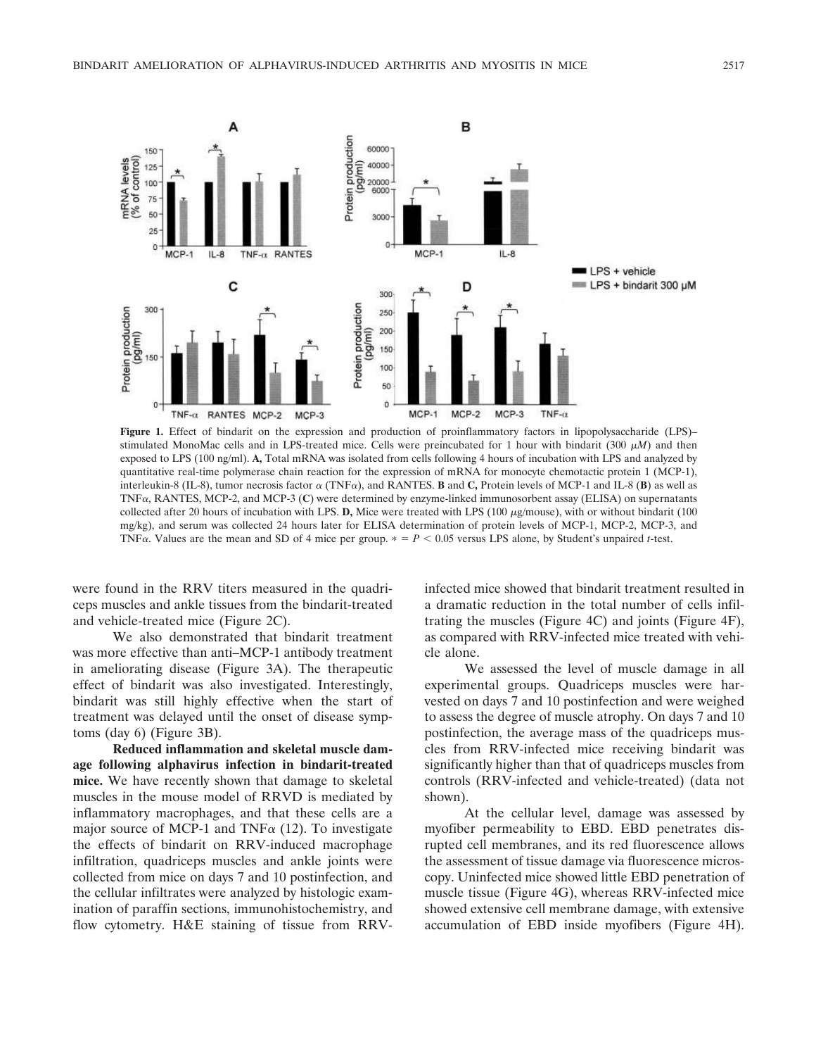**Figure 1.** Effect of bindarit on the expression and production of proinflammatory factors in lipopolysaccharide (LPS)–stimulated MonoMac cells and in LPS-treated mice. Cells were preincubated for 1 hour with bindarit (300 $\mu M$) and then exposed to LPS (100 ng/ml). **A,** Total mRNA was isolated from cells following 4 hours of incubation with LPS and analyzed by quantitative real-time polymerase chain reaction for the expression of mRNA for monocyte chemotactic protein 1 (MCP-1), interleukin-8 (IL-8), tumor necrosis factor $\alpha$ (TNF$\alpha$), and RANTES. **B** and **C,** Protein levels of MCP-1 and IL-8 (**B**) as well as TNF$\alpha$, RANTES, MCP-2, and MCP-3 (**C**) were determined by enzyme-linked immunosorbent assay (ELISA) on supernatants collected after 20 hours of incubation with LPS. **D,** Mice were treated with LPS (100 $\mu$g/mouse), with or without bindarit (100 mg/kg), and serum was collected 24 hours later for ELISA determination of protein levels of MCP-1, MCP-2, MCP-3, and TNF$\alpha$. Values are the mean and SD of 4 mice per group. * = $P < 0.05$ versus LPS alone, by Student's unpaired *t*-test.

were found in the RRV titers measured in the quadriceps muscles and ankle tissues from the bindarit-treated and vehicle-treated mice (Figure 2C).

We also demonstrated that bindarit treatment was more effective than anti–MCP-1 antibody treatment in ameliorating disease (Figure 3A). The therapeutic effect of bindarit was also investigated. Interestingly, bindarit was still highly effective when the start of treatment was delayed until the onset of disease symptoms (day 6) (Figure 3B).

**Reduced inflammation and skeletal muscle damage following alphavirus infection in bindarit-treated mice.** We have recently shown that damage to skeletal muscles in the mouse model of RRVD is mediated by inflammatory macrophages, and that these cells are a major source of MCP-1 and TNF$\alpha$ (12). To investigate the effects of bindarit on RRV-induced macrophage infiltration, quadriceps muscles and ankle joints were collected from mice on days 7 and 10 postinfection, and the cellular infiltrates were analyzed by histologic examination of paraffin sections, immunohistochemistry, and flow cytometry. H&E staining of tissue from RRV-infected mice showed that bindarit treatment resulted in a dramatic reduction in the total number of cells infiltrating the muscles (Figure 4C) and joints (Figure 4F), as compared with RRV-infected mice treated with vehicle alone.

We assessed the level of muscle damage in all experimental groups. Quadriceps muscles were harvested on days 7 and 10 postinfection and were weighed to assess the degree of muscle atrophy. On days 7 and 10 postinfection, the average mass of the quadriceps muscles from RRV-infected mice receiving bindarit was significantly higher than that of quadriceps muscles from controls (RRV-infected and vehicle-treated) (data not shown).

At the cellular level, damage was assessed by myofiber permeability to EBD. EBD penetrates disrupted cell membranes, and its red fluorescence allows the assessment of tissue damage via fluorescence microscopy. Uninfected mice showed little EBD penetration of muscle tissue (Figure 4G), whereas RRV-infected mice showed extensive cell membrane damage, with extensive accumulation of EBD inside myofibers (Figure 4H).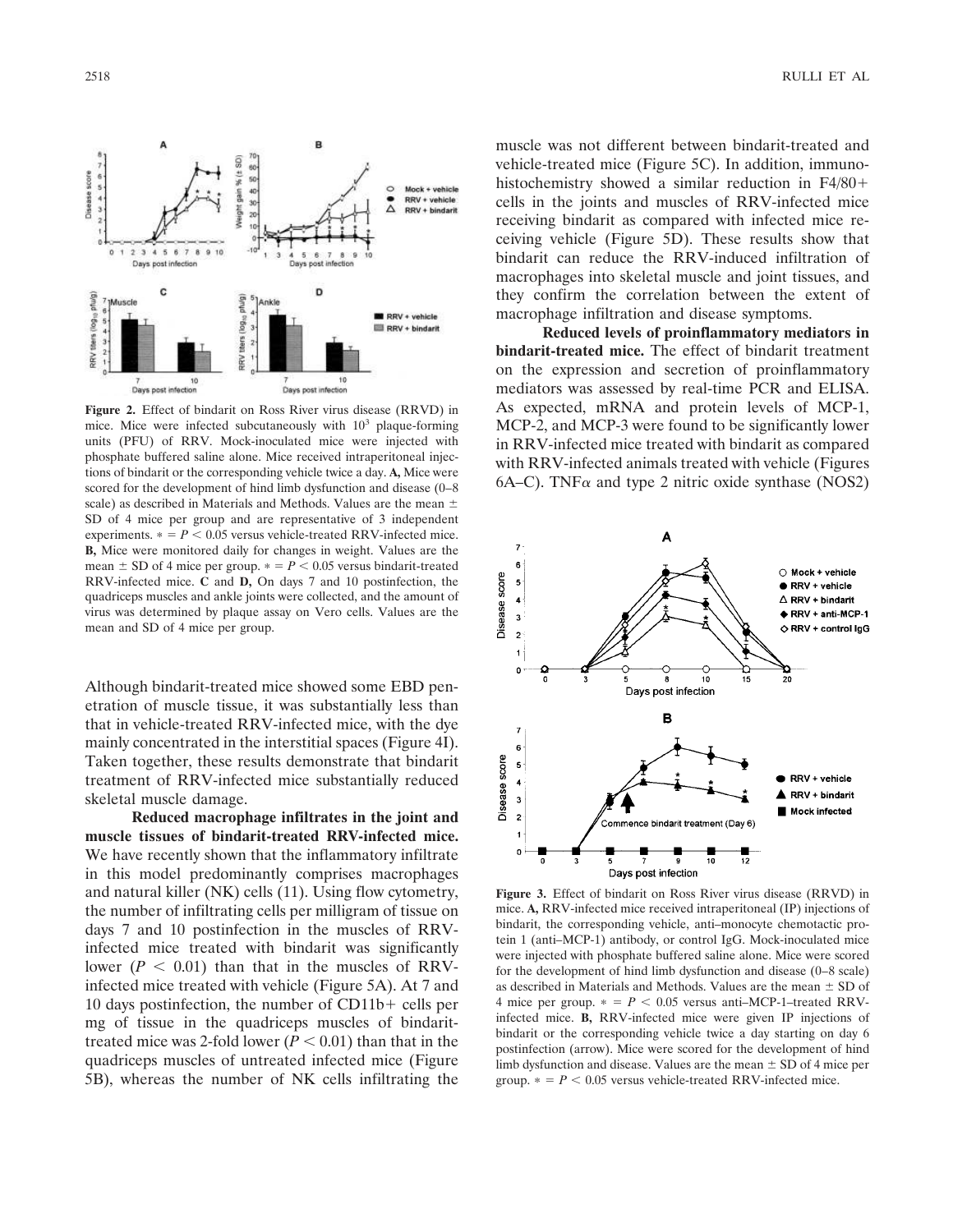**Figure 2.** Effect of bindarit on Ross River virus disease (RRVD) in mice. Mice were infected subcutaneously with $10^3$ plaque-forming units (PFU) of RRV. Mock-inoculated mice were injected with phosphate buffered saline alone. Mice received intraperitoneal injections of bindarit or the corresponding vehicle twice a day. **A,** Mice were scored for the development of hind limb dysfunction and disease (0–8 scale) as described in Materials and Methods. Values are the mean ± SD of 4 mice per group and are representative of 3 independent experiments. * = $P < 0.05$ versus vehicle-treated RRV-infected mice. **B,** Mice were monitored daily for changes in weight. Values are the mean ± SD of 4 mice per group. * = $P < 0.05$ versus bindarit-treated RRV-infected mice. **C** and **D,** On days 7 and 10 postinfection, the quadriceps muscles and ankle joints were collected, and the amount of virus was determined by plaque assay on Vero cells. Values are the mean and SD of 4 mice per group.

Although bindarit-treated mice showed some EBD penetration of muscle tissue, it was substantially less than that in vehicle-treated RRV-infected mice, with the dye mainly concentrated in the interstitial spaces (Figure 4I). Taken together, these results demonstrate that bindarit treatment of RRV-infected mice substantially reduced skeletal muscle damage.

**Reduced macrophage infiltrates in the joint and muscle tissues of bindarit-treated RRV-infected mice.** We have recently shown that the inflammatory infiltrate in this model predominantly comprises macrophages and natural killer (NK) cells (11). Using flow cytometry, the number of infiltrating cells per milligram of tissue on days 7 and 10 postinfection in the muscles of RRV-infected mice treated with bindarit was significantly lower ($P < 0.01$) than that in the muscles of RRV-infected mice treated with vehicle (Figure 5A). At 7 and 10 days postinfection, the number of CD11b+ cells per mg of tissue in the quadriceps muscles of bindarit-treated mice was 2-fold lower ($P < 0.01$) than that in the quadriceps muscles of untreated infected mice (Figure 5B), whereas the number of NK cells infiltrating the muscle was not different between bindarit-treated and vehicle-treated mice (Figure 5C). In addition, immunohistochemistry showed a similar reduction in F4/80+ cells in the joints and muscles of RRV-infected mice receiving bindarit as compared with infected mice receiving vehicle (Figure 5D). These results show that bindarit can reduce the RRV-induced infiltration of macrophages into skeletal muscle and joint tissues, and they confirm the correlation between the extent of macrophage infiltration and disease symptoms.

**Reduced levels of proinflammatory mediators in bindarit-treated mice.** The effect of bindarit treatment on the expression and secretion of proinflammatory mediators was assessed by real-time PCR and ELISA. As expected, mRNA and protein levels of MCP-1, MCP-2, and MCP-3 were found to be significantly lower in RRV-infected mice treated with bindarit as compared with RRV-infected animals treated with vehicle (Figures 6A–C). TNFα and type 2 nitric oxide synthase (NOS2)

**Figure 3.** Effect of bindarit on Ross River virus disease (RRVD) in mice. **A,** RRV-infected mice received intraperitoneal (IP) injections of bindarit, the corresponding vehicle, anti–monocyte chemotactic protein 1 (anti–MCP-1) antibody, or control IgG. Mock-inoculated mice were injected with phosphate buffered saline alone. Mice were scored for the development of hind limb dysfunction and disease (0–8 scale) as described in Materials and Methods. Values are the mean ± SD of 4 mice per group. * = $P < 0.05$ versus anti–MCP-1–treated RRV-infected mice. **B,** RRV-infected mice were given IP injections of bindarit or the corresponding vehicle twice a day starting on day 6 postinfection (arrow). Mice were scored for the development of hind limb dysfunction and disease. Values are the mean ± SD of 4 mice per group. * = $P < 0.05$ versus vehicle-treated RRV-infected mice.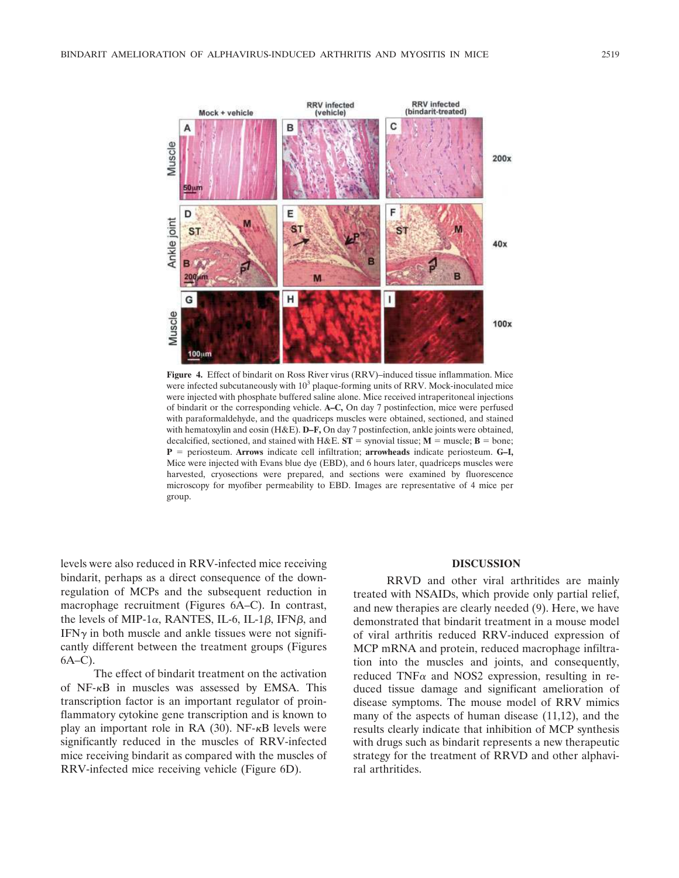**Figure 4.** Effect of bindarit on Ross River virus (RRV)–induced tissue inflammation. Mice were infected subcutaneously with $10^3$ plaque-forming units of RRV. Mock-inoculated mice were injected with phosphate buffered saline alone. Mice received intraperitoneal injections of bindarit or the corresponding vehicle. **A–C,** On day 7 postinfection, mice were perfused with paraformaldehyde, and the quadriceps muscles were obtained, sectioned, and stained with hematoxylin and eosin (H&E). **D–F,** On day 7 postinfection, ankle joints were obtained, decalcified, sectioned, and stained with H&E. **ST** = synovial tissue; **M** = muscle; **B** = bone; **P** = periosteum. **Arrows** indicate cell infiltration; **arrowheads** indicate periosteum. **G–I,** Mice were injected with Evans blue dye (EBD), and 6 hours later, quadriceps muscles were harvested, cryosections were prepared, and sections were examined by fluorescence microscopy for myofiber permeability to EBD. Images are representative of 4 mice per group.

levels were also reduced in RRV-infected mice receiving bindarit, perhaps as a direct consequence of the down-regulation of MCPs and the subsequent reduction in macrophage recruitment (Figures 6A–C). In contrast, the levels of MIP-1$\alpha$, RANTES, IL-6, IL-1$\beta$, IFN$\beta$, and IFN$\gamma$ in both muscle and ankle tissues were not significantly different between the treatment groups (Figures 6A–C).

The effect of bindarit treatment on the activation of NF-$\kappa$B in muscles was assessed by EMSA. This transcription factor is an important regulator of proinflammatory cytokine gene transcription and is known to play an important role in RA (30). NF-$\kappa$B levels were significantly reduced in the muscles of RRV-infected mice receiving bindarit as compared with the muscles of RRV-infected mice receiving vehicle (Figure 6D).

## DISCUSSION

RRVD and other viral arthritides are mainly treated with NSAIDs, which provide only partial relief, and new therapies are clearly needed (9). Here, we have demonstrated that bindarit treatment in a mouse model of viral arthritis reduced RRV-induced expression of MCP mRNA and protein, reduced macrophage infiltration into the muscles and joints, and consequently, reduced TNF$\alpha$ and NOS2 expression, resulting in reduced tissue damage and significant amelioration of disease symptoms. The mouse model of RRV mimics many of the aspects of human disease (11,12), and the results clearly indicate that inhibition of MCP synthesis with drugs such as bindarit represents a new therapeutic strategy for the treatment of RRVD and other alphaviral arthritides.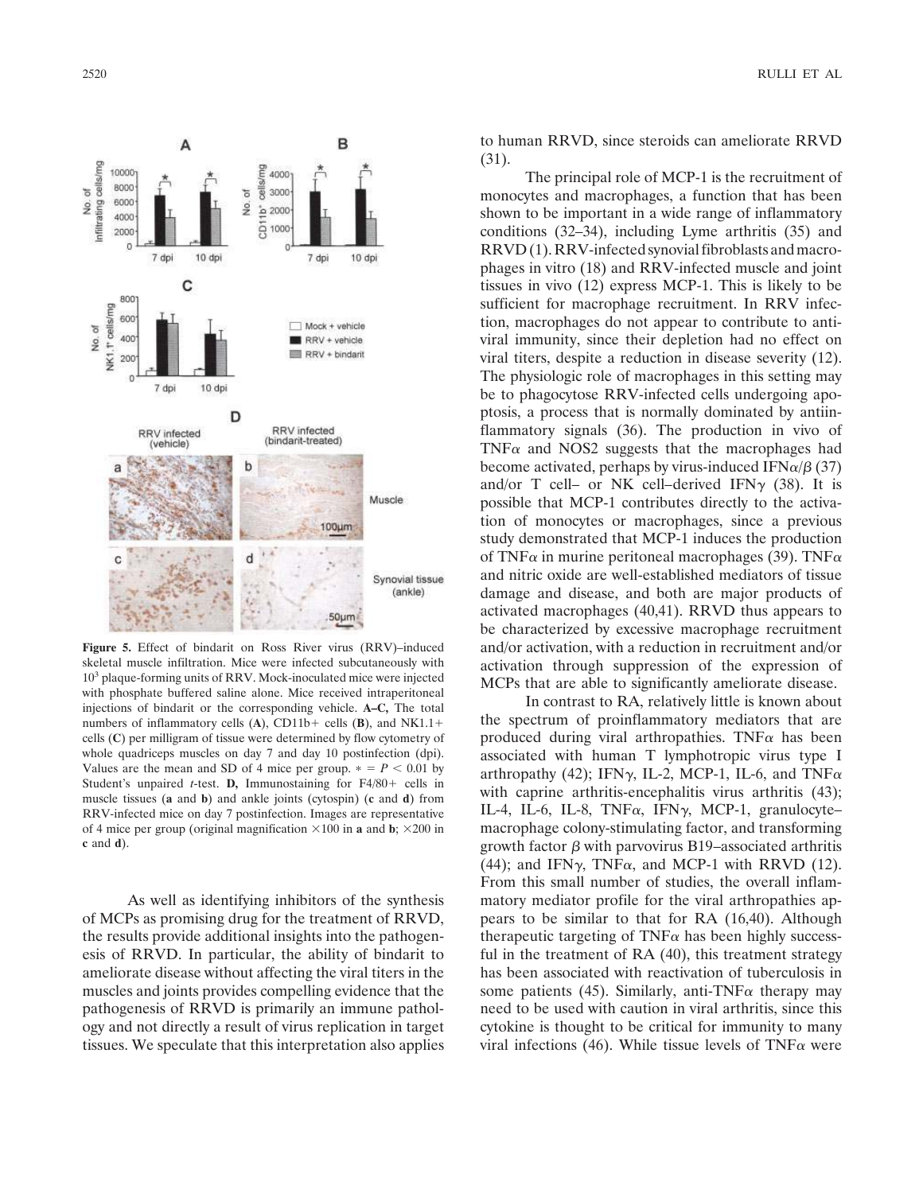**Figure 5.** Effect of bindarit on Ross River virus (RRV)–induced skeletal muscle infiltration. Mice were infected subcutaneously with $10^3$ plaque-forming units of RRV. Mock-inoculated mice were injected with phosphate buffered saline alone. Mice received intraperitoneal injections of bindarit or the corresponding vehicle. **A–C,** The total numbers of inflammatory cells (**A**), CD11b+ cells (**B**), and NK1.1+ cells (**C**) per milligram of tissue were determined by flow cytometry of whole quadriceps muscles on day 7 and day 10 postinfection (dpi). Values are the mean and SD of 4 mice per group. * = $P < 0.01$ by Student's unpaired *t*-test. **D,** Immunostaining for F4/80+ cells in muscle tissues (**a** and **b**) and ankle joints (cytospin) (**c** and **d**) from RRV-infected mice on day 7 postinfection. Images are representative of 4 mice per group (original magnification ×100 in **a** and **b**; ×200 in **c** and **d**).

As well as identifying inhibitors of the synthesis of MCPs as promising drug for the treatment of RRVD, the results provide additional insights into the pathogenesis of RRVD. In particular, the ability of bindarit to ameliorate disease without affecting the viral titers in the muscles and joints provides compelling evidence that the pathogenesis of RRVD is primarily an immune pathology and not directly a result of virus replication in target tissues. We speculate that this interpretation also applies to human RRVD, since steroids can ameliorate RRVD (31).

The principal role of MCP-1 is the recruitment of monocytes and macrophages, a function that has been shown to be important in a wide range of inflammatory conditions (32–34), including Lyme arthritis (35) and RRVD (1). RRV-infected synovial fibroblasts and macrophages in vitro (18) and RRV-infected muscle and joint tissues in vivo (12) express MCP-1. This is likely to be sufficient for macrophage recruitment. In RRV infection, macrophages do not appear to contribute to antiviral immunity, since their depletion had no effect on viral titers, despite a reduction in disease severity (12). The physiologic role of macrophages in this setting may be to phagocytose RRV-infected cells undergoing apoptosis, a process that is normally dominated by antiinflammatory signals (36). The production in vivo of TNF$\alpha$ and NOS2 suggests that the macrophages had become activated, perhaps by virus-induced IFN$\alpha$/$\beta$ (37) and/or T cell– or NK cell–derived IFN$\gamma$ (38). It is possible that MCP-1 contributes directly to the activation of monocytes or macrophages, since a previous study demonstrated that MCP-1 induces the production of TNF$\alpha$ in murine peritoneal macrophages (39). TNF$\alpha$ and nitric oxide are well-established mediators of tissue damage and disease, and both are major products of activated macrophages (40,41). RRVD thus appears to be characterized by excessive macrophage recruitment and/or activation, with a reduction in recruitment and/or activation through suppression of the expression of MCPs that are able to significantly ameliorate disease.

In contrast to RA, relatively little is known about the spectrum of proinflammatory mediators that are produced during viral arthropathies. TNF$\alpha$ has been associated with human T lymphotropic virus type I arthropathy (42); IFN$\gamma$, IL-2, MCP-1, IL-6, and TNF$\alpha$ with caprine arthritis-encephalitis virus arthritis (43); IL-4, IL-6, IL-8, TNF$\alpha$, IFN$\gamma$, MCP-1, granulocyte–macrophage colony-stimulating factor, and transforming growth factor $\beta$ with parvovirus B19–associated arthritis (44); and IFN$\gamma$, TNF$\alpha$, and MCP-1 with RRVD (12). From this small number of studies, the overall inflammatory mediator profile for the viral arthropathies appears to be similar to that for RA (16,40). Although therapeutic targeting of TNF$\alpha$ has been highly successful in the treatment of RA (40), this treatment strategy has been associated with reactivation of tuberculosis in some patients (45). Similarly, anti-TNF$\alpha$ therapy may need to be used with caution in viral arthritis, since this cytokine is thought to be critical for immunity to many viral infections (46). While tissue levels of TNF$\alpha$ were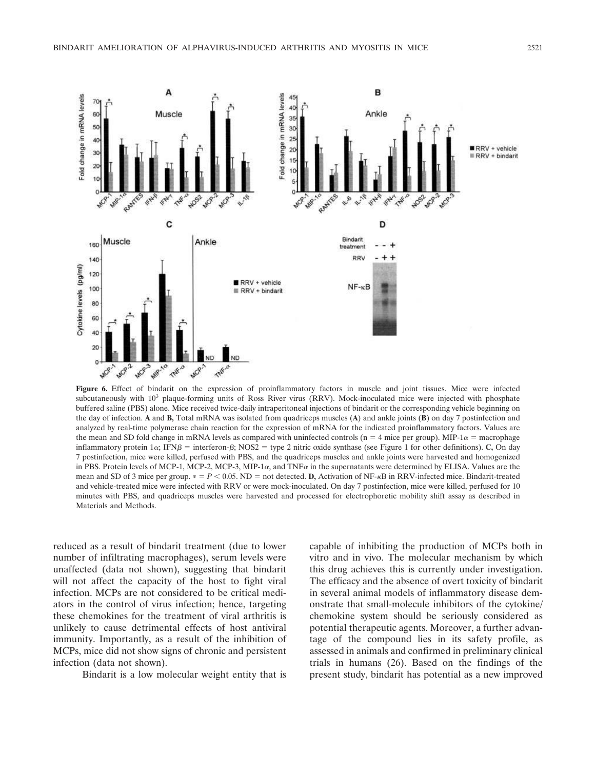**Figure 6.** Effect of bindarit on the expression of proinflammatory factors in muscle and joint tissues. Mice were infected subcutaneously with $10^3$ plaque-forming units of Ross River virus (RRV). Mock-inoculated mice were injected with phosphate buffered saline (PBS) alone. Mice received twice-daily intraperitoneal injections of bindarit or the corresponding vehicle beginning on the day of infection. **A** and **B,** Total mRNA was isolated from quadriceps muscles (**A**) and ankle joints (**B**) on day 7 postinfection and analyzed by real-time polymerase chain reaction for the expression of mRNA for the indicated proinflammatory factors. Values are the mean and SD fold change in mRNA levels as compared with uninfected controls (n = 4 mice per group). MIP-1$\alpha$ = macrophage inflammatory protein 1$\alpha$; IFN$\beta$ = interferon-$\beta$; NOS2 = type 2 nitric oxide synthase (see Figure 1 for other definitions). **C,** On day 7 postinfection, mice were killed, perfused with PBS, and the quadriceps muscles and ankle joints were harvested and homogenized in PBS. Protein levels of MCP-1, MCP-2, MCP-3, MIP-1$\alpha$, and TNF$\alpha$ in the supernatants were determined by ELISA. Values are the mean and SD of 3 mice per group. * = $P < 0.05$. ND = not detected. **D,** Activation of NF-$\kappa$B in RRV-infected mice. Bindarit-treated and vehicle-treated mice were infected with RRV or were mock-inoculated. On day 7 postinfection, mice were killed, perfused for 10 minutes with PBS, and quadriceps muscles were harvested and processed for electrophoretic mobility shift assay as described in Materials and Methods.

reduced as a result of bindarit treatment (due to lower number of infiltrating macrophages), serum levels were unaffected (data not shown), suggesting that bindarit will not affect the capacity of the host to fight viral infection. MCPs are not considered to be critical mediators in the control of virus infection; hence, targeting these chemokines for the treatment of viral arthritis is unlikely to cause detrimental effects of host antiviral immunity. Importantly, as a result of the inhibition of MCPs, mice did not show signs of chronic and persistent infection (data not shown).

Bindarit is a low molecular weight entity that is capable of inhibiting the production of MCPs both in vitro and in vivo. The molecular mechanism by which this drug achieves this is currently under investigation. The efficacy and the absence of overt toxicity of bindarit in several animal models of inflammatory disease demonstrate that small-molecule inhibitors of the cytokine/chemokine system should be seriously considered as potential therapeutic agents. Moreover, a further advantage of the compound lies in its safety profile, as assessed in animals and confirmed in preliminary clinical trials in humans (26). Based on the findings of the present study, bindarit has potential as a new improved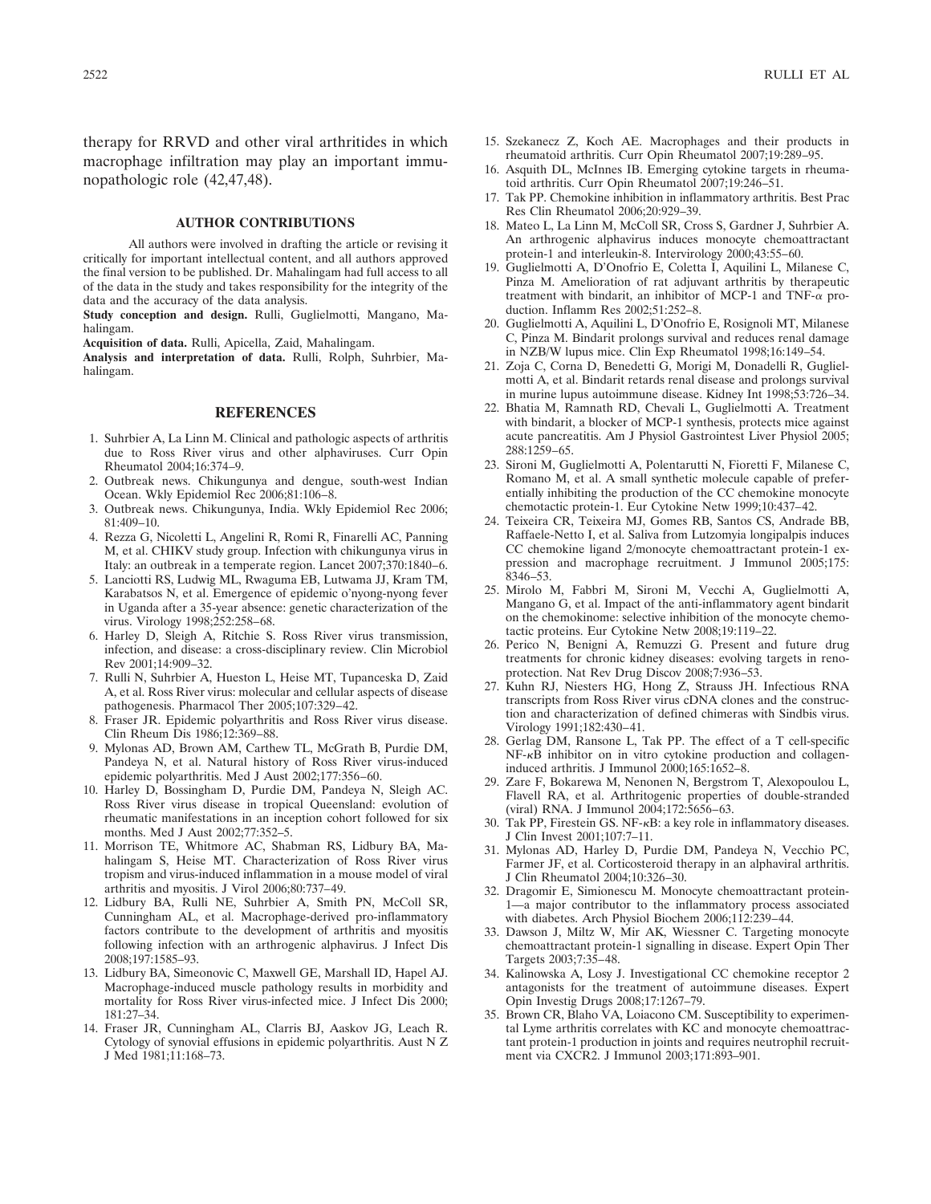therapy for RRVD and other viral arthritides in which macrophage infiltration may play an important immunopathologic role (42,47,48).

## AUTHOR CONTRIBUTIONS

All authors were involved in drafting the article or revising it critically for important intellectual content, and all authors approved the final version to be published. Dr. Mahalingam had full access to all of the data in the study and takes responsibility for the integrity of the data and the accuracy of the data analysis.

**Study conception and design.** Rulli, Guglielmotti, Mangano, Mahalingam.

**Acquisition of data.** Rulli, Apicella, Zaid, Mahalingam.

**Analysis and interpretation of data.** Rulli, Rolph, Suhrbier, Mahalingam.

## REFERENCES

1. Suhrbier A, La Linn M. Clinical and pathologic aspects of arthritis due to Ross River virus and other alphaviruses. Curr Opin Rheumatol 2004;16:374–9.
2. Outbreak news. Chikungunya and dengue, south-west Indian Ocean. Wkly Epidemiol Rec 2006;81:106–8.
3. Outbreak news. Chikungunya, India. Wkly Epidemiol Rec 2006; 81:409–10.
4. Rezza G, Nicoletti L, Angelini R, Romi R, Finarelli AC, Panning M, et al. CHIKV study group. Infection with chikungunya virus in Italy: an outbreak in a temperate region. Lancet 2007;370:1840–6.
5. Lanciotti RS, Ludwig ML, Rwaguma EB, Lutwama JJ, Kram TM, Karabatsos N, et al. Emergence of epidemic o'nyong-nyong fever in Uganda after a 35-year absence: genetic characterization of the virus. Virology 1998;252:258–68.
6. Harley D, Sleigh A, Ritchie S. Ross River virus transmission, infection, and disease: a cross-disciplinary review. Clin Microbiol Rev 2001;14:909–32.
7. Rulli N, Suhrbier A, Hueston L, Heise MT, Tupanceska D, Zaid A, et al. Ross River virus: molecular and cellular aspects of disease pathogenesis. Pharmacol Ther 2005;107:329–42.
8. Fraser JR. Epidemic polyarthritis and Ross River virus disease. Clin Rheum Dis 1986;12:369–88.
9. Mylonas AD, Brown AM, Carthew TL, McGrath B, Purdie DM, Pandeya N, et al. Natural history of Ross River virus-induced epidemic polyarthritis. Med J Aust 2002;177:356–60.
10. Harley D, Bossingham D, Purdie DM, Pandeya N, Sleigh AC. Ross River virus disease in tropical Queensland: evolution of rheumatic manifestations in an inception cohort followed for six months. Med J Aust 2002;77:352–5.
11. Morrison TE, Whitmore AC, Shabman RS, Lidbury BA, Mahalingam S, Heise MT. Characterization of Ross River virus tropism and virus-induced inflammation in a mouse model of viral arthritis and myositis. J Virol 2006;80:737–49.
12. Lidbury BA, Rulli NE, Suhrbier A, Smith PN, McColl SR, Cunningham AL, et al. Macrophage-derived pro-inflammatory factors contribute to the development of arthritis and myositis following infection with an arthrogenic alphavirus. J Infect Dis 2008;197:1585–93.
13. Lidbury BA, Simeonovic C, Maxwell GE, Marshall ID, Hapel AJ. Macrophage-induced muscle pathology results in morbidity and mortality for Ross River virus-infected mice. J Infect Dis 2000; 181:27–34.
14. Fraser JR, Cunningham AL, Clarris BJ, Aaskov JG, Leach R. Cytology of synovial effusions in epidemic polyarthritis. Aust N Z J Med 1981;11:168–73.
15. Szekanecz Z, Koch AE. Macrophages and their products in rheumatoid arthritis. Curr Opin Rheumatol 2007;19:289–95.
16. Asquith DL, McInnes IB. Emerging cytokine targets in rheumatoid arthritis. Curr Opin Rheumatol 2007;19:246–51.
17. Tak PP. Chemokine inhibition in inflammatory arthritis. Best Prac Res Clin Rheumatol 2006;20:929–39.
18. Mateo L, La Linn M, McColl SR, Cross S, Gardner J, Suhrbier A. An arthrogenic alphavirus induces monocyte chemoattractant protein-1 and interleukin-8. Intervirology 2000;43:55–60.
19. Guglielmotti A, D'Onofrio E, Coletta I, Aquilini L, Milanese C, Pinza M. Amelioration of rat adjuvant arthritis by therapeutic treatment with bindarit, an inhibitor of MCP-1 and TNF-$\alpha$ production. Inflamm Res 2002;51:252–8.
20. Guglielmotti A, Aquilini L, D'Onofrio E, Rosignoli MT, Milanese C, Pinza M. Bindarit prolongs survival and reduces renal damage in NZB/W lupus mice. Clin Exp Rheumatol 1998;16:149–54.
21. Zoja C, Corna D, Benedetti G, Morigi M, Donadelli R, Guglielmotti A, et al. Bindarit retards renal disease and prolongs survival in murine lupus autoimmune disease. Kidney Int 1998;53:726–34.
22. Bhatia M, Ramnath RD, Chevali L, Guglielmotti A. Treatment with bindarit, a blocker of MCP-1 synthesis, protects mice against acute pancreatitis. Am J Physiol Gastrointest Liver Physiol 2005; 288:1259–65.
23. Sironi M, Guglielmotti A, Polentarutti N, Fioretti F, Milanese C, Romano M, et al. A small synthetic molecule capable of preferentially inhibiting the production of the CC chemokine monocyte chemotactic protein-1. Eur Cytokine Netw 1999;10:437–42.
24. Teixeira CR, Teixeira MJ, Gomes RB, Santos CS, Andrade BB, Raffaele-Netto I, et al. Saliva from Lutzomyia longipalpis induces CC chemokine ligand 2/monocyte chemoattractant protein-1 expression and macrophage recruitment. J Immunol 2005;175: 8346–53.
25. Mirolo M, Fabbri M, Sironi M, Vecchi A, Guglielmotti A, Mangano G, et al. Impact of the anti-inflammatory agent bindarit on the chemokinome: selective inhibition of the monocyte chemotactic proteins. Eur Cytokine Netw 2008;19:119–22.
26. Perico N, Benigni A, Remuzzi G. Present and future drug treatments for chronic kidney diseases: evolving targets in renoprotection. Nat Rev Drug Discov 2008;7:936–53.
27. Kuhn RJ, Niesters HG, Hong Z, Strauss JH. Infectious RNA transcripts from Ross River virus cDNA clones and the construction and characterization of defined chimeras with Sindbis virus. Virology 1991;182:430–41.
28. Gerlag DM, Ransone L, Tak PP. The effect of a T cell-specific NF-$\kappa$B inhibitor on in vitro cytokine production and collagen-induced arthritis. J Immunol 2000;165:1652–8.
29. Zare F, Bokarewa M, Nenonen N, Bergstrom T, Alexopoulou L, Flavell RA, et al. Arthritogenic properties of double-stranded (viral) RNA. J Immunol 2004;172:5656–63.
30. Tak PP, Firestein GS. NF-$\kappa$B: a key role in inflammatory diseases. J Clin Invest 2001;107:7–11.
31. Mylonas AD, Harley D, Purdie DM, Pandeya N, Vecchio PC, Farmer JF, et al. Corticosteroid therapy in an alphaviral arthritis. J Clin Rheumatol 2004;10:326–30.
32. Dragomir E, Simionescu M. Monocyte chemoattractant protein-1—a major contributor to the inflammatory process associated with diabetes. Arch Physiol Biochem 2006;112:239–44.
33. Dawson J, Miltz W, Mir AK, Wiessner C. Targeting monocyte chemoattractant protein-1 signalling in disease. Expert Opin Ther Targets 2003;7:35–48.
34. Kalinowska A, Losy J. Investigational CC chemokine receptor 2 antagonists for the treatment of autoimmune diseases. Expert Opin Investig Drugs 2008;17:1267–79.
35. Brown CR, Blaho VA, Loiacono CM. Susceptibility to experimental Lyme arthritis correlates with KC and monocyte chemoattractant protein-1 production in joints and requires neutrophil recruitment via CXCR2. J Immunol 2003;171:893–901.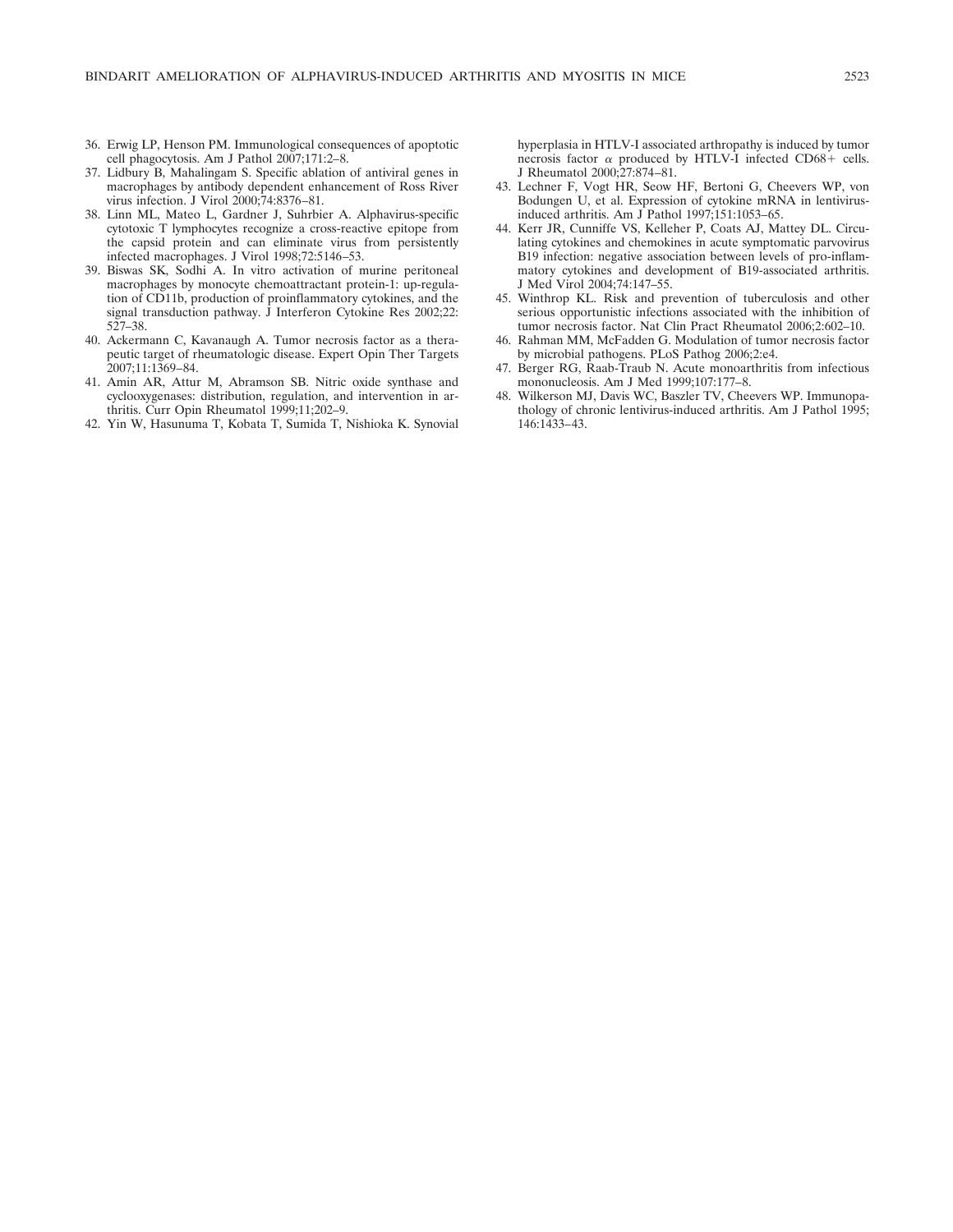36. Erwig LP, Henson PM. Immunological consequences of apoptotic cell phagocytosis. Am J Pathol 2007;171:2–8.
37. Lidbury B, Mahalingam S. Specific ablation of antiviral genes in macrophages by antibody dependent enhancement of Ross River virus infection. J Virol 2000;74:8376–81.
38. Linn ML, Mateo L, Gardner J, Suhrbier A. Alphavirus-specific cytotoxic T lymphocytes recognize a cross-reactive epitope from the capsid protein and can eliminate virus from persistently infected macrophages. J Virol 1998;72:5146–53.
39. Biswas SK, Sodhi A. In vitro activation of murine peritoneal macrophages by monocyte chemoattractant protein-1: up-regulation of CD11b, production of proinflammatory cytokines, and the signal transduction pathway. J Interferon Cytokine Res 2002;22: 527–38.
40. Ackermann C, Kavanaugh A. Tumor necrosis factor as a therapeutic target of rheumatologic disease. Expert Opin Ther Targets 2007;11:1369–84.
41. Amin AR, Attur M, Abramson SB. Nitric oxide synthase and cyclooxygenases: distribution, regulation, and intervention in arthritis. Curr Opin Rheumatol 1999;11;202–9.
42. Yin W, Hasunuma T, Kobata T, Sumida T, Nishioka K. Synovial hyperplasia in HTLV-I associated arthropathy is induced by tumor necrosis factor $\alpha$ produced by HTLV-I infected CD68+ cells. J Rheumatol 2000;27:874–81.
43. Lechner F, Vogt HR, Seow HF, Bertoni G, Cheevers WP, von Bodungen U, et al. Expression of cytokine mRNA in lentivirus-induced arthritis. Am J Pathol 1997;151:1053–65.
44. Kerr JR, Cunniffe VS, Kelleher P, Coats AJ, Mattey DL. Circulating cytokines and chemokines in acute symptomatic parvovirus B19 infection: negative association between levels of pro-inflammatory cytokines and development of B19-associated arthritis. J Med Virol 2004;74:147–55.
45. Winthrop KL. Risk and prevention of tuberculosis and other serious opportunistic infections associated with the inhibition of tumor necrosis factor. Nat Clin Pract Rheumatol 2006;2:602–10.
46. Rahman MM, McFadden G. Modulation of tumor necrosis factor by microbial pathogens. PLoS Pathog 2006;2:e4.
47. Berger RG, Raab-Traub N. Acute monoarthritis from infectious mononucleosis. Am J Med 1999;107:177–8.
48. Wilkerson MJ, Davis WC, Baszler TV, Cheevers WP. Immunopathology of chronic lentivirus-induced arthritis. Am J Pathol 1995; 146:1433–43.